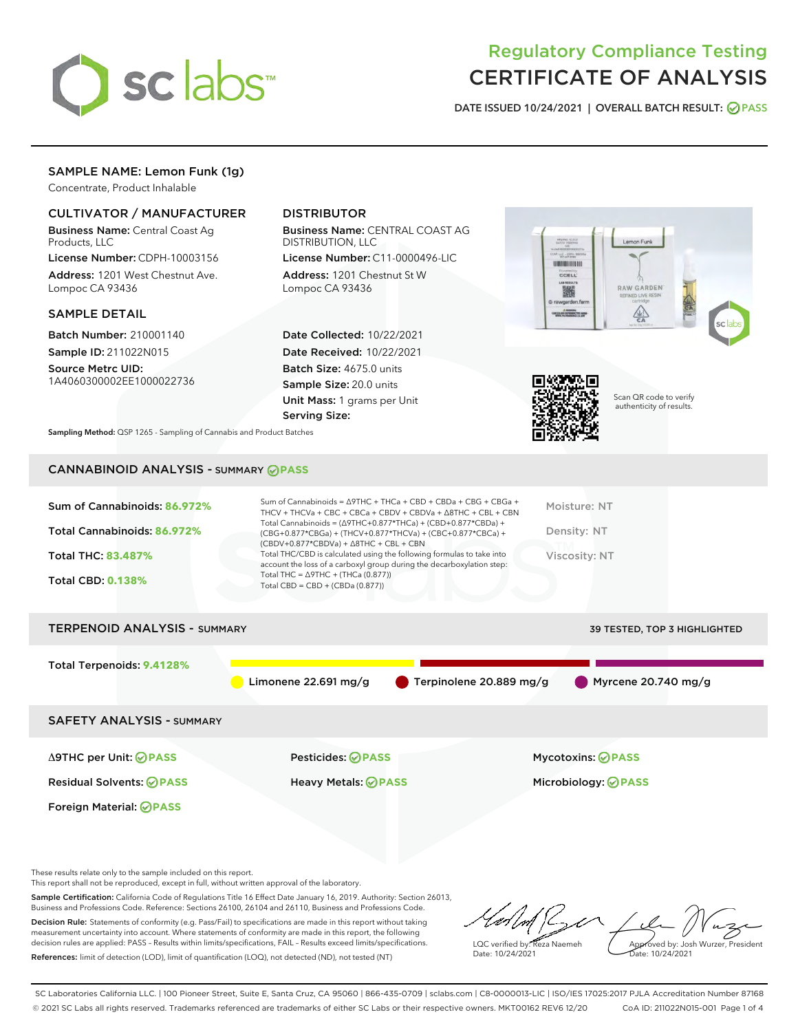# Regulatory Compliance Testing
# CERTIFICATE OF ANALYSIS

DATE ISSUED 10/24/2021 | OVERALL BATCH RESULT: PASS

## SAMPLE NAME: Lemon Funk (1g)

Concentrate, Product Inhalable

### CULTIVATOR / MANUFACTURER

**Business Name:** Central Coast Ag Products, LLC

**License Number:** CDPH-10003156

**Address:** 1201 West Chestnut Ave. Lompoc CA 93436

### DISTRIBUTOR

**Business Name:** CENTRAL COAST AG DISTRIBUTION, LLC

**License Number:** C11-0000496-LIC

**Address:** 1201 Chestnut St W Lompoc CA 93436

### SAMPLE DETAIL

**Batch Number:** 210001140

**Sample ID:** 211022N015

**Source Metrc UID:** 1A4060300002EE1000022736

**Date Collected:** 10/22/2021

**Date Received:** 10/22/2021

**Batch Size:** 4675.0 units

**Sample Size:** 20.0 units

**Unit Mass:** 1 grams per Unit

**Serving Size:**

**Sampling Method:** QSP 1265 - Sampling of Cannabis and Product Batches

Scan QR code to verify authenticity of results.

## CANNABINOID ANALYSIS - SUMMARY PASS

Sum of Cannabinoids: **86.972%**

Total Cannabinoids: **86.972%**

Total THC: **83.487%**

Total CBD: **0.138%**

Sum of Cannabinoids = Δ9THC + THCa + CBD + CBDa + CBG + CBGa + THCV + THCVa + CBC + CBCa + CBDV + CBDVa + Δ8THC + CBL + CBN

Total Cannabinoids = (Δ9THC+0.877*THCa) + (CBD+0.877*CBDa) + (CBG+0.877*CBGa) + (THCV+0.877*THCVa) + (CBC+0.877*CBCa) + (CBDV+0.877*CBDVa) + Δ8THC + CBL + CBN

Total THC/CBD is calculated using the following formulas to take into account the loss of a carboxyl group during the decarboxylation step:

Total THC = Δ9THC + (THCa (0.877))

Total CBD = CBD + (CBDa (0.877))

Moisture: NT

Density: NT

Viscosity: NT

## TERPENOID ANALYSIS - SUMMARY

39 TESTED, TOP 3 HIGHLIGHTED

Total Terpenoids: **9.4128%**

Limonene 22.691 mg/g | Terpinolene 20.889 mg/g | Myrcene 20.740 mg/g

## SAFETY ANALYSIS - SUMMARY

| | | |
|---|---|---|
| Δ9THC per Unit: PASS | Pesticides: PASS | Mycotoxins: PASS |
| Residual Solvents: PASS | Heavy Metals: PASS | Microbiology: PASS |
| Foreign Material: PASS | | |

These results relate only to the sample included on this report.
This report shall not be reproduced, except in full, without written approval of the laboratory.

**Sample Certification:** California Code of Regulations Title 16 Effect Date January 16, 2019. Authority: Section 26013, Business and Professions Code. Reference: Sections 26100, 26104 and 26110, Business and Professions Code.

**Decision Rule:** Statements of conformity (e.g. Pass/Fail) to specifications are made in this report without taking measurement uncertainty into account. Where statements of conformity are made in this report, the following decision rules are applied: PASS - Results within limits/specifications, FAIL - Results exceed limits/specifications.

**References:** limit of detection (LOD), limit of quantification (LOQ), not detected (ND), not tested (NT)

LQC verified by: Reza Naemeh
Date: 10/24/2021

Approved by: Josh Wurzer, President
Date: 10/24/2021

SC Laboratories California LLC. | 100 Pioneer Street, Suite E, Santa Cruz, CA 95060 | 866-435-0709 | sclabs.com | C8-0000013-LIC | ISO/IES 17025:2017 PJLA Accreditation Number 87168
© 2021 SC Labs all rights reserved. Trademarks referenced are trademarks of either SC Labs or their respective owners. MKT00162 REV6 12/20 CoA ID: 211022N015-001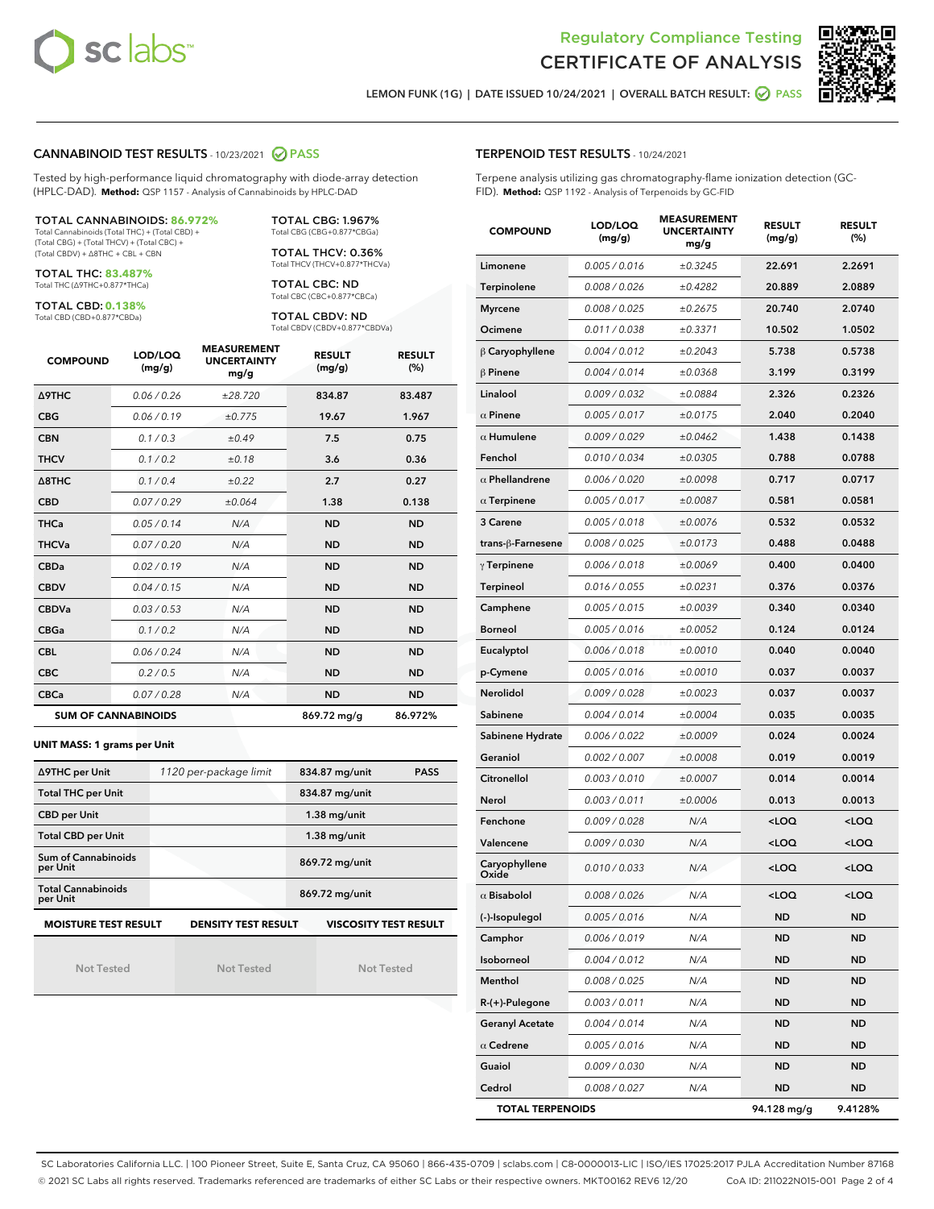# Regulatory Compliance Testing
# CERTIFICATE OF ANALYSIS

LEMON FUNK (1G) | DATE ISSUED 10/24/2021 | OVERALL BATCH RESULT: PASS

## CANNABINOID TEST RESULTS - 10/23/2021 PASS

Tested by high-performance liquid chromatography with diode-array detection (HPLC-DAD). **Method:** QSP 1157 - Analysis of Cannabinoids by HPLC-DAD

**TOTAL CANNABINOIDS: 86.972%**
Total Cannabinoids (Total THC) + (Total CBD) + (Total CBG) + (Total THCV) + (Total CBC) + (Total CBDV) + Δ8THC + CBL + CBN

**TOTAL THC: 83.487%**
Total THC (Δ9THC+0.877*THCa)

**TOTAL CBD: 0.138%**
Total CBD (CBD+0.877*CBDa)

**TOTAL CBG: 1.967%**
Total CBG (CBG+0.877*CBGa)

**TOTAL THCV: 0.36%**
Total THCV (THCV+0.877*THCVa)

**TOTAL CBC: ND**
Total CBC (CBC+0.877*CBCa)

**TOTAL CBDV: ND**
Total CBDV (CBDV+0.877*CBDVa)

| COMPOUND | LOD/LOQ (mg/g) | MEASUREMENT UNCERTAINTY mg/g | RESULT (mg/g) | RESULT (%) |
|---|---|---|---|---|
| Δ9THC | 0.06 / 0.26 | ±28.720 | 834.87 | 83.487 |
| CBG | 0.06 / 0.19 | ±0.775 | 19.67 | 1.967 |
| CBN | 0.1 / 0.3 | ±0.49 | 7.5 | 0.75 |
| THCV | 0.1 / 0.2 | ±0.18 | 3.6 | 0.36 |
| Δ8THC | 0.1 / 0.4 | ±0.22 | 2.7 | 0.27 |
| CBD | 0.07 / 0.29 | ±0.064 | 1.38 | 0.138 |
| THCa | 0.05 / 0.14 | N/A | ND | ND |
| THCVa | 0.07 / 0.20 | N/A | ND | ND |
| CBDa | 0.02 / 0.19 | N/A | ND | ND |
| CBDV | 0.04 / 0.15 | N/A | ND | ND |
| CBDVa | 0.03 / 0.53 | N/A | ND | ND |
| CBGa | 0.1 / 0.2 | N/A | ND | ND |
| CBL | 0.06 / 0.24 | N/A | ND | ND |
| CBC | 0.2 / 0.5 | N/A | ND | ND |
| CBCa | 0.07 / 0.28 | N/A | ND | ND |
| **SUM OF CANNABINOIDS** | | | 869.72 mg/g | 86.972% |

**UNIT MASS: 1 grams per Unit**

| | | | |
|---|---|---|---|
| Δ9THC per Unit | 1120 per-package limit | 834.87 mg/unit | PASS |
| Total THC per Unit | | 834.87 mg/unit | |
| CBD per Unit | | 1.38 mg/unit | |
| Total CBD per Unit | | 1.38 mg/unit | |
| Sum of Cannabinoids per Unit | | 869.72 mg/unit | |
| Total Cannabinoids per Unit | | 869.72 mg/unit | |

| MOISTURE TEST RESULT | DENSITY TEST RESULT | VISCOSITY TEST RESULT |
|---|---|---|
| Not Tested | Not Tested | Not Tested |

## TERPENOID TEST RESULTS - 10/24/2021

Terpene analysis utilizing gas chromatography-flame ionization detection (GC-FID). **Method:** QSP 1192 - Analysis of Terpenoids by GC-FID

| COMPOUND | LOD/LOQ (mg/g) | MEASUREMENT UNCERTAINTY mg/g | RESULT (mg/g) | RESULT (%) |
|---|---|---|---|---|
| Limonene | 0.005 / 0.016 | ±0.3245 | 22.691 | 2.2691 |
| Terpinolene | 0.008 / 0.026 | ±0.4282 | 20.889 | 2.0889 |
| Myrcene | 0.008 / 0.025 | ±0.2675 | 20.740 | 2.0740 |
| Ocimene | 0.011 / 0.038 | ±0.3371 | 10.502 | 1.0502 |
| β Caryophyllene | 0.004 / 0.012 | ±0.2043 | 5.738 | 0.5738 |
| β Pinene | 0.004 / 0.014 | ±0.0368 | 3.199 | 0.3199 |
| Linalool | 0.009 / 0.032 | ±0.0884 | 2.326 | 0.2326 |
| α Pinene | 0.005 / 0.017 | ±0.0175 | 2.040 | 0.2040 |
| α Humulene | 0.009 / 0.029 | ±0.0462 | 1.438 | 0.1438 |
| Fenchol | 0.010 / 0.034 | ±0.0305 | 0.788 | 0.0788 |
| α Phellandrene | 0.006 / 0.020 | ±0.0098 | 0.717 | 0.0717 |
| α Terpinene | 0.005 / 0.017 | ±0.0087 | 0.581 | 0.0581 |
| 3 Carene | 0.005 / 0.018 | ±0.0076 | 0.532 | 0.0532 |
| trans-β-Farnesene | 0.008 / 0.025 | ±0.0173 | 0.488 | 0.0488 |
| γ Terpinene | 0.006 / 0.018 | ±0.0069 | 0.400 | 0.0400 |
| Terpineol | 0.016 / 0.055 | ±0.0231 | 0.376 | 0.0376 |
| Camphene | 0.005 / 0.015 | ±0.0039 | 0.340 | 0.0340 |
| Borneol | 0.005 / 0.016 | ±0.0052 | 0.124 | 0.0124 |
| Eucalyptol | 0.006 / 0.018 | ±0.0010 | 0.040 | 0.0040 |
| p-Cymene | 0.005 / 0.016 | ±0.0010 | 0.037 | 0.0037 |
| Nerolidol | 0.009 / 0.028 | ±0.0023 | 0.037 | 0.0037 |
| Sabinene | 0.004 / 0.014 | ±0.0004 | 0.035 | 0.0035 |
| Sabinene Hydrate | 0.006 / 0.022 | ±0.0009 | 0.024 | 0.0024 |
| Geraniol | 0.002 / 0.007 | ±0.0008 | 0.019 | 0.0019 |
| Citronellol | 0.003 / 0.010 | ±0.0007 | 0.014 | 0.0014 |
| Nerol | 0.003 / 0.011 | ±0.0006 | 0.013 | 0.0013 |
| Fenchone | 0.009 / 0.028 | N/A | <LOQ | <LOQ |
| Valencene | 0.009 / 0.030 | N/A | <LOQ | <LOQ |
| Caryophyllene Oxide | 0.010 / 0.033 | N/A | <LOQ | <LOQ |
| α Bisabolol | 0.008 / 0.026 | N/A | <LOQ | <LOQ |
| (-)-Isopulegol | 0.005 / 0.016 | N/A | ND | ND |
| Camphor | 0.006 / 0.019 | N/A | ND | ND |
| Isoborneol | 0.004 / 0.012 | N/A | ND | ND |
| Menthol | 0.008 / 0.025 | N/A | ND | ND |
| R-(+)-Pulegone | 0.003 / 0.011 | N/A | ND | ND |
| Geranyl Acetate | 0.004 / 0.014 | N/A | ND | ND |
| α Cedrene | 0.005 / 0.016 | N/A | ND | ND |
| Guaiol | 0.009 / 0.030 | N/A | ND | ND |
| Cedrol | 0.008 / 0.027 | N/A | ND | ND |
| **TOTAL TERPENOIDS** | | | 94.128 mg/g | 9.4128% |

SC Laboratories California LLC. | 100 Pioneer Street, Suite E, Santa Cruz, CA 95060 | 866-435-0709 | sclabs.com | C8-0000013-LIC | ISO/IES 17025:2017 PJLA Accreditation Number 87168
© 2021 SC Labs all rights reserved. Trademarks referenced are trademarks of either SC Labs or their respective owners. MKT00162 REV6 12/20 CoA ID: 211022N015-001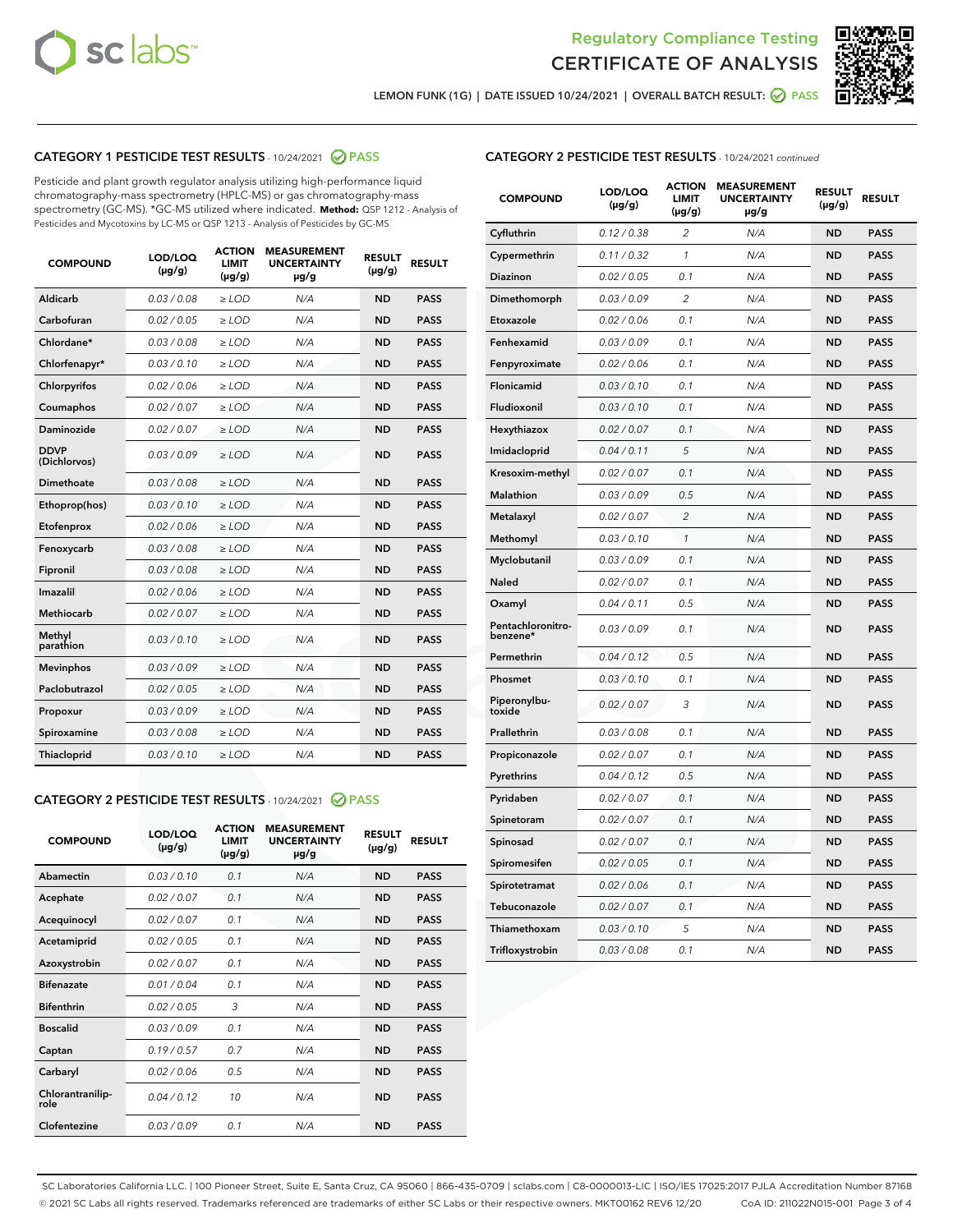## Regulatory Compliance Testing
## CERTIFICATE OF ANALYSIS

LEMON FUNK (1G) | DATE ISSUED 10/24/2021 | OVERALL BATCH RESULT: PASS

### CATEGORY 1 PESTICIDE TEST RESULTS - 10/24/2021 PASS

Pesticide and plant growth regulator analysis utilizing high-performance liquid chromatography-mass spectrometry (HPLC-MS) or gas chromatography-mass spectrometry (GC-MS). *GC-MS utilized where indicated. **Method:** QSP 1212 - Analysis of Pesticides and Mycotoxins by LC-MS or QSP 1213 - Analysis of Pesticides by GC-MS

| COMPOUND | LOD/LOQ (µg/g) | ACTION LIMIT (µg/g) | MEASUREMENT UNCERTAINTY µg/g | RESULT (µg/g) | RESULT |
|---|---|---|---|---|---|
| Aldicarb | 0.03 / 0.08 | ≥ LOD | N/A | ND | PASS |
| Carbofuran | 0.02 / 0.05 | ≥ LOD | N/A | ND | PASS |
| Chlordane* | 0.03 / 0.08 | ≥ LOD | N/A | ND | PASS |
| Chlorfenapyr* | 0.03 / 0.10 | ≥ LOD | N/A | ND | PASS |
| Chlorpyrifos | 0.02 / 0.06 | ≥ LOD | N/A | ND | PASS |
| Coumaphos | 0.02 / 0.07 | ≥ LOD | N/A | ND | PASS |
| Daminozide | 0.02 / 0.07 | ≥ LOD | N/A | ND | PASS |
| DDVP (Dichlorvos) | 0.03 / 0.09 | ≥ LOD | N/A | ND | PASS |
| Dimethoate | 0.03 / 0.08 | ≥ LOD | N/A | ND | PASS |
| Ethoprop(hos) | 0.03 / 0.10 | ≥ LOD | N/A | ND | PASS |
| Etofenprox | 0.02 / 0.06 | ≥ LOD | N/A | ND | PASS |
| Fenoxycarb | 0.03 / 0.08 | ≥ LOD | N/A | ND | PASS |
| Fipronil | 0.03 / 0.08 | ≥ LOD | N/A | ND | PASS |
| Imazalil | 0.02 / 0.06 | ≥ LOD | N/A | ND | PASS |
| Methiocarb | 0.02 / 0.07 | ≥ LOD | N/A | ND | PASS |
| Methyl parathion | 0.03 / 0.10 | ≥ LOD | N/A | ND | PASS |
| Mevinphos | 0.03 / 0.09 | ≥ LOD | N/A | ND | PASS |
| Paclobutrazol | 0.02 / 0.05 | ≥ LOD | N/A | ND | PASS |
| Propoxur | 0.03 / 0.09 | ≥ LOD | N/A | ND | PASS |
| Spiroxamine | 0.03 / 0.08 | ≥ LOD | N/A | ND | PASS |
| Thiacloprid | 0.03 / 0.10 | ≥ LOD | N/A | ND | PASS |

### CATEGORY 2 PESTICIDE TEST RESULTS - 10/24/2021 PASS

| COMPOUND | LOD/LOQ (µg/g) | ACTION LIMIT (µg/g) | MEASUREMENT UNCERTAINTY µg/g | RESULT (µg/g) | RESULT |
|---|---|---|---|---|---|
| Abamectin | 0.03 / 0.10 | 0.1 | N/A | ND | PASS |
| Acephate | 0.02 / 0.07 | 0.1 | N/A | ND | PASS |
| Acequinocyl | 0.02 / 0.07 | 0.1 | N/A | ND | PASS |
| Acetamiprid | 0.02 / 0.05 | 0.1 | N/A | ND | PASS |
| Azoxystrobin | 0.02 / 0.07 | 0.1 | N/A | ND | PASS |
| Bifenazate | 0.01 / 0.04 | 0.1 | N/A | ND | PASS |
| Bifenthrin | 0.02 / 0.05 | 3 | N/A | ND | PASS |
| Boscalid | 0.03 / 0.09 | 0.1 | N/A | ND | PASS |
| Captan | 0.19 / 0.57 | 0.7 | N/A | ND | PASS |
| Carbaryl | 0.02 / 0.06 | 0.5 | N/A | ND | PASS |
| Chlorantraniliprole | 0.04 / 0.12 | 10 | N/A | ND | PASS |
| Clofentezine | 0.03 / 0.09 | 0.1 | N/A | ND | PASS |
| Cyfluthrin | 0.12 / 0.38 | 2 | N/A | ND | PASS |
| Cypermethrin | 0.11 / 0.32 | 1 | N/A | ND | PASS |
| Diazinon | 0.02 / 0.05 | 0.1 | N/A | ND | PASS |
| Dimethomorph | 0.03 / 0.09 | 2 | N/A | ND | PASS |
| Etoxazole | 0.02 / 0.06 | 0.1 | N/A | ND | PASS |
| Fenhexamid | 0.03 / 0.09 | 0.1 | N/A | ND | PASS |
| Fenpyroximate | 0.02 / 0.06 | 0.1 | N/A | ND | PASS |
| Flonicamid | 0.03 / 0.10 | 0.1 | N/A | ND | PASS |
| Fludioxonil | 0.03 / 0.10 | 0.1 | N/A | ND | PASS |
| Hexythiazox | 0.02 / 0.07 | 0.1 | N/A | ND | PASS |
| Imidacloprid | 0.04 / 0.11 | 5 | N/A | ND | PASS |
| Kresoxim-methyl | 0.02 / 0.07 | 0.1 | N/A | ND | PASS |
| Malathion | 0.03 / 0.09 | 0.5 | N/A | ND | PASS |
| Metalaxyl | 0.02 / 0.07 | 2 | N/A | ND | PASS |
| Methomyl | 0.03 / 0.10 | 1 | N/A | ND | PASS |
| Myclobutanil | 0.03 / 0.09 | 0.1 | N/A | ND | PASS |
| Naled | 0.02 / 0.07 | 0.1 | N/A | ND | PASS |
| Oxamyl | 0.04 / 0.11 | 0.5 | N/A | ND | PASS |
| Pentachloronitrobenzene* | 0.03 / 0.09 | 0.1 | N/A | ND | PASS |
| Permethrin | 0.04 / 0.12 | 0.5 | N/A | ND | PASS |
| Phosmet | 0.03 / 0.10 | 0.1 | N/A | ND | PASS |
| Piperonylbutoxide | 0.02 / 0.07 | 3 | N/A | ND | PASS |
| Prallethrin | 0.03 / 0.08 | 0.1 | N/A | ND | PASS |
| Propiconazole | 0.02 / 0.07 | 0.1 | N/A | ND | PASS |
| Pyrethrins | 0.04 / 0.12 | 0.5 | N/A | ND | PASS |
| Pyridaben | 0.02 / 0.07 | 0.1 | N/A | ND | PASS |
| Spinetoram | 0.02 / 0.07 | 0.1 | N/A | ND | PASS |
| Spinosad | 0.02 / 0.07 | 0.1 | N/A | ND | PASS |
| Spiromesifen | 0.02 / 0.05 | 0.1 | N/A | ND | PASS |
| Spirotetramat | 0.02 / 0.06 | 0.1 | N/A | ND | PASS |
| Tebuconazole | 0.02 / 0.07 | 0.1 | N/A | ND | PASS |
| Thiamethoxam | 0.03 / 0.10 | 5 | N/A | ND | PASS |
| Trifloxystrobin | 0.03 / 0.08 | 0.1 | N/A | ND | PASS |

SC Laboratories California LLC. | 100 Pioneer Street, Suite E, Santa Cruz, CA 95060 | 866-435-0709 | sclabs.com | C8-0000013-LIC | ISO/IES 17025:2017 PJLA Accreditation Number 87168
© 2021 SC Labs all rights reserved. Trademarks referenced are trademarks of either SC Labs or their respective owners. MKT00162 REV6 12/20 CoA ID: 211022N015-001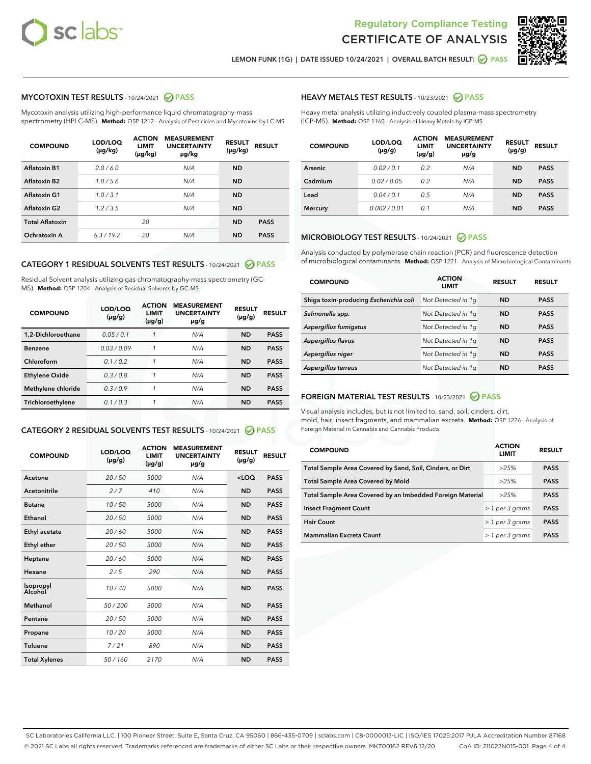Regulatory Compliance Testing

# CERTIFICATE OF ANALYSIS

LEMON FUNK (1G) | DATE ISSUED 10/24/2021 | OVERALL BATCH RESULT: PASS

## MYCOTOXIN TEST RESULTS - 10/24/2021 PASS

Mycotoxin analysis utilizing high-performance liquid chromatography-mass spectrometry (HPLC-MS). **Method:** QSP 1212 - Analysis of Pesticides and Mycotoxins by LC-MS

| COMPOUND | LOD/LOQ (μg/kg) | ACTION LIMIT (μg/kg) | MEASUREMENT UNCERTAINTY μg/kg | RESULT (μg/kg) | RESULT |
|---|---|---|---|---|---|
| Aflatoxin B1 | 2.0 / 6.0 | | N/A | ND | |
| Aflatoxin B2 | 1.8 / 5.6 | | N/A | ND | |
| Aflatoxin G1 | 1.0 / 3.1 | | N/A | ND | |
| Aflatoxin G2 | 1.2 / 3.5 | | N/A | ND | |
| Total Aflatoxin | | 20 | | ND | PASS |
| Ochratoxin A | 6.3 / 19.2 | 20 | N/A | ND | PASS |

## CATEGORY 1 RESIDUAL SOLVENTS TEST RESULTS - 10/24/2021 PASS

Residual Solvent analysis utilizing gas chromatography-mass spectrometry (GC-MS). **Method:** QSP 1204 - Analysis of Residual Solvents by GC-MS

| COMPOUND | LOD/LOQ (μg/g) | ACTION LIMIT (μg/g) | MEASUREMENT UNCERTAINTY μg/g | RESULT (μg/g) | RESULT |
|---|---|---|---|---|---|
| 1,2-Dichloroethane | 0.05 / 0.1 | 1 | N/A | ND | PASS |
| Benzene | 0.03 / 0.09 | 1 | N/A | ND | PASS |
| Chloroform | 0.1 / 0.2 | 1 | N/A | ND | PASS |
| Ethylene Oxide | 0.3 / 0.8 | 1 | N/A | ND | PASS |
| Methylene chloride | 0.3 / 0.9 | 1 | N/A | ND | PASS |
| Trichloroethylene | 0.1 / 0.3 | 1 | N/A | ND | PASS |

## CATEGORY 2 RESIDUAL SOLVENTS TEST RESULTS - 10/24/2021 PASS

| COMPOUND | LOD/LOQ (μg/g) | ACTION LIMIT (μg/g) | MEASUREMENT UNCERTAINTY μg/g | RESULT (μg/g) | RESULT |
|---|---|---|---|---|---|
| Acetone | 20 / 50 | 5000 | N/A | <LOQ | PASS |
| Acetonitrile | 2 / 7 | 410 | N/A | ND | PASS |
| Butane | 10 / 50 | 5000 | N/A | ND | PASS |
| Ethanol | 20 / 50 | 5000 | N/A | ND | PASS |
| Ethyl acetate | 20 / 60 | 5000 | N/A | ND | PASS |
| Ethyl ether | 20 / 50 | 5000 | N/A | ND | PASS |
| Heptane | 20 / 60 | 5000 | N/A | ND | PASS |
| Hexane | 2 / 5 | 290 | N/A | ND | PASS |
| Isopropyl Alcohol | 10 / 40 | 5000 | N/A | ND | PASS |
| Methanol | 50 / 200 | 3000 | N/A | ND | PASS |
| Pentane | 20 / 50 | 5000 | N/A | ND | PASS |
| Propane | 10 / 20 | 5000 | N/A | ND | PASS |
| Toluene | 7 / 21 | 890 | N/A | ND | PASS |
| Total Xylenes | 50 / 160 | 2170 | N/A | ND | PASS |

## HEAVY METALS TEST RESULTS - 10/23/2021 PASS

Heavy metal analysis utilizing inductively coupled plasma-mass spectrometry (ICP-MS). **Method:** QSP 1160 - Analysis of Heavy Metals by ICP-MS

| COMPOUND | LOD/LOQ (μg/g) | ACTION LIMIT (μg/g) | MEASUREMENT UNCERTAINTY μg/g | RESULT (μg/g) | RESULT |
|---|---|---|---|---|---|
| Arsenic | 0.02 / 0.1 | 0.2 | N/A | ND | PASS |
| Cadmium | 0.02 / 0.05 | 0.2 | N/A | ND | PASS |
| Lead | 0.04 / 0.1 | 0.5 | N/A | ND | PASS |
| Mercury | 0.002 / 0.01 | 0.1 | N/A | ND | PASS |

## MICROBIOLOGY TEST RESULTS - 10/24/2021 PASS

Analysis conducted by polymerase chain reaction (PCR) and fluorescence detection of microbiological contaminants. **Method:** QSP 1221 - Analysis of Microbiological Contaminants

| COMPOUND | ACTION LIMIT | RESULT | RESULT |
|---|---|---|---|
| Shiga toxin-producing *Escherichia coli* | Not Detected in 1g | ND | PASS |
| *Salmonella* spp. | Not Detected in 1g | ND | PASS |
| *Aspergillus fumigatus* | Not Detected in 1g | ND | PASS |
| *Aspergillus flavus* | Not Detected in 1g | ND | PASS |
| *Aspergillus niger* | Not Detected in 1g | ND | PASS |
| *Aspergillus terreus* | Not Detected in 1g | ND | PASS |

## FOREIGN MATERIAL TEST RESULTS - 10/23/2021 PASS

Visual analysis includes, but is not limited to, sand, soil, cinders, dirt, mold, hair, insect fragments, and mammalian excreta. **Method:** QSP 1226 - Analysis of Foreign Material in Cannabis and Cannabis Products

| COMPOUND | ACTION LIMIT | RESULT |
|---|---|---|
| Total Sample Area Covered by Sand, Soil, Cinders, or Dirt | >25% | PASS |
| Total Sample Area Covered by Mold | >25% | PASS |
| Total Sample Area Covered by an Imbedded Foreign Material | >25% | PASS |
| Insect Fragment Count | > 1 per 3 grams | PASS |
| Hair Count | > 1 per 3 grams | PASS |
| Mammalian Excreta Count | > 1 per 3 grams | PASS |

SC Laboratories California LLC. | 100 Pioneer Street, Suite E, Santa Cruz, CA 95060 | 866-435-0709 | sclabs.com | C8-0000013-LIC | ISO/IES 17025:2017 PJLA Accreditation Number 87168
© 2021 SC Labs all rights reserved. Trademarks referenced are trademarks of either SC Labs or their respective owners. MKT00162 REV6 12/20 CoA ID: 211022N015-001